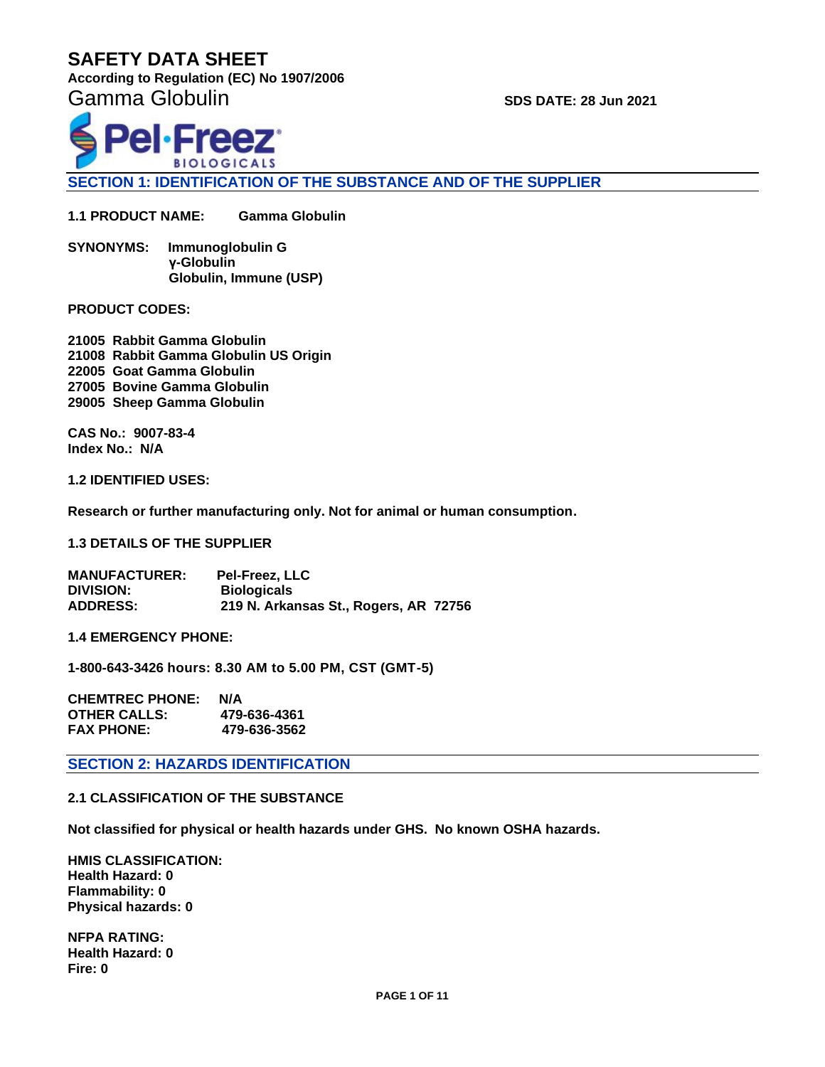# SAFETY DATA SHEET

**According to Regulation (EC) No 1907/2006**

Gamma Globulin

**SDS DATE: 28 Jun 2021**

## SECTION 1: IDENTIFICATION OF THE SUBSTANCE AND OF THE SUPPLIER

**1.1 PRODUCT NAME: Gamma Globulin**

**SYNONYMS: Immunoglobulin G**
**γ-Globulin**
**Globulin, Immune (USP)**

**PRODUCT CODES:**

**21005 Rabbit Gamma Globulin**
**21008 Rabbit Gamma Globulin US Origin**
**22005 Goat Gamma Globulin**
**27005 Bovine Gamma Globulin**
**29005 Sheep Gamma Globulin**

**CAS No.: 9007-83-4**
**Index No.: N/A**

**1.2 IDENTIFIED USES:**

**Research or further manufacturing only. Not for animal or human consumption.**

**1.3 DETAILS OF THE SUPPLIER**

**MANUFACTURER: Pel-Freez, LLC**
**DIVISION: Biologicals**
**ADDRESS: 219 N. Arkansas St., Rogers, AR 72756**

**1.4 EMERGENCY PHONE:**

**1-800-643-3426 hours: 8.30 AM to 5.00 PM, CST (GMT-5)**

**CHEMTREC PHONE: N/A**
**OTHER CALLS: 479-636-4361**
**FAX PHONE: 479-636-3562**

## SECTION 2: HAZARDS IDENTIFICATION

**2.1 CLASSIFICATION OF THE SUBSTANCE**

**Not classified for physical or health hazards under GHS. No known OSHA hazards.**

**HMIS CLASSIFICATION:**
**Health Hazard: 0**
**Flammability: 0**
**Physical hazards: 0**

**NFPA RATING:**
**Health Hazard: 0**
**Fire: 0**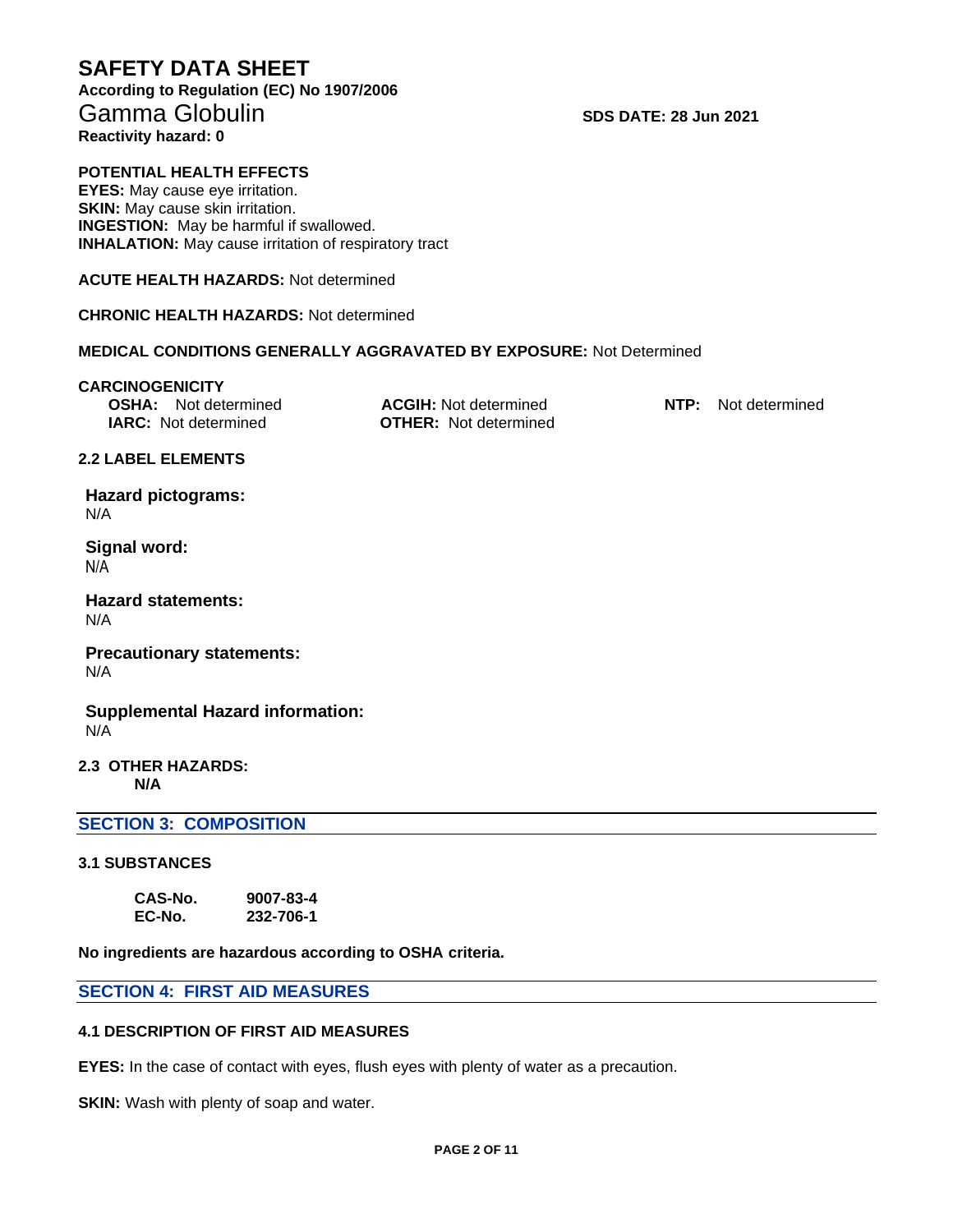# SAFETY DATA SHEET

**According to Regulation (EC) No 1907/2006**

## Gamma Globulin

**SDS DATE: 28 Jun 2021**

**Reactivity hazard: 0**

**POTENTIAL HEALTH EFFECTS**

**EYES:** May cause eye irritation.
**SKIN:** May cause skin irritation.
**INGESTION:** May be harmful if swallowed.
**INHALATION:** May cause irritation of respiratory tract

**ACUTE HEALTH HAZARDS:** Not determined

**CHRONIC HEALTH HAZARDS:** Not determined

**MEDICAL CONDITIONS GENERALLY AGGRAVATED BY EXPOSURE:** Not Determined

**CARCINOGENICITY**

| | | |
|---|---|---|
| **OSHA:** Not determined | **ACGIH:** Not determined | **NTP:** Not determined |
| **IARC:** Not determined | **OTHER:** Not determined | |

**2.2 LABEL ELEMENTS**

**Hazard pictograms:**
N/A

**Signal word:**
N/A

**Hazard statements:**
N/A

**Precautionary statements:**
N/A

**Supplemental Hazard information:**
N/A

**2.3 OTHER HAZARDS:**
**N/A**

## SECTION 3: COMPOSITION

**3.1 SUBSTANCES**

| | |
|---|---|
| **CAS-No.** | **9007-83-4** |
| **EC-No.** | **232-706-1** |

**No ingredients are hazardous according to OSHA criteria.**

## SECTION 4: FIRST AID MEASURES

**4.1 DESCRIPTION OF FIRST AID MEASURES**

**EYES:** In the case of contact with eyes, flush eyes with plenty of water as a precaution.

**SKIN:** Wash with plenty of soap and water.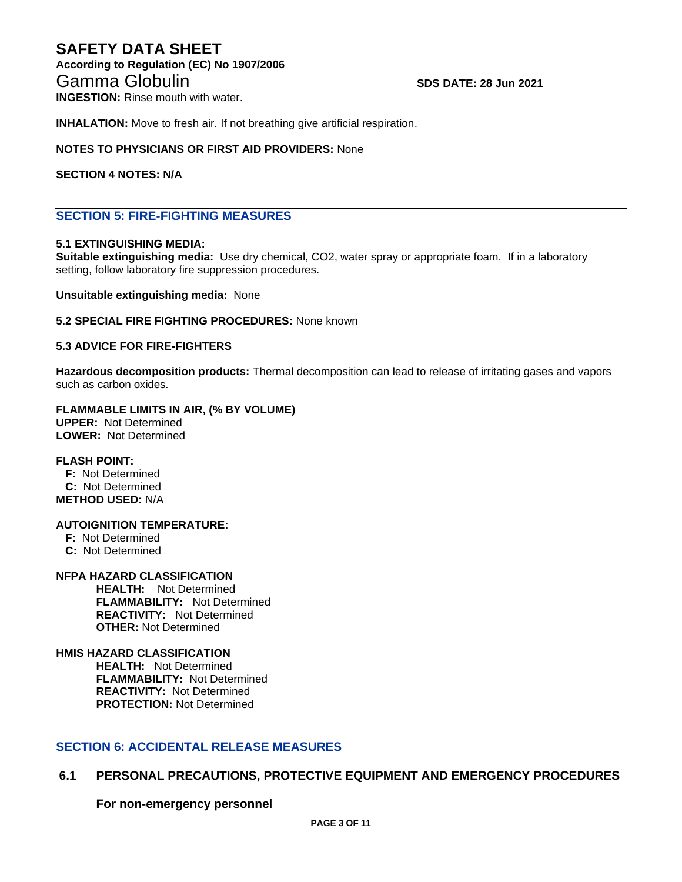**INGESTION:** Rinse mouth with water.

**INHALATION:** Move to fresh air. If not breathing give artificial respiration.

**NOTES TO PHYSICIANS OR FIRST AID PROVIDERS:** None

**SECTION 4 NOTES: N/A**

## SECTION 5: FIRE-FIGHTING MEASURES

**5.1 EXTINGUISHING MEDIA:**

**Suitable extinguishing media:** Use dry chemical, $CO_2$, water spray or appropriate foam. If in a laboratory setting, follow laboratory fire suppression procedures.

**Unsuitable extinguishing media:** None

**5.2 SPECIAL FIRE FIGHTING PROCEDURES:** None known

**5.3 ADVICE FOR FIRE-FIGHTERS**

**Hazardous decomposition products:** Thermal decomposition can lead to release of irritating gases and vapors such as carbon oxides.

**FLAMMABLE LIMITS IN AIR, (% BY VOLUME)**
**UPPER:** Not Determined
**LOWER:** Not Determined

**FLASH POINT:**
**F:** Not Determined
**C:** Not Determined
**METHOD USED:** N/A

**AUTOIGNITION TEMPERATURE:**
**F:** Not Determined
**C:** Not Determined

**NFPA HAZARD CLASSIFICATION**
**HEALTH:** Not Determined
**FLAMMABILITY:** Not Determined
**REACTIVITY:** Not Determined
**OTHER:** Not Determined

**HMIS HAZARD CLASSIFICATION**
**HEALTH:** Not Determined
**FLAMMABILITY:** Not Determined
**REACTIVITY:** Not Determined
**PROTECTION:** Not Determined

## SECTION 6: ACCIDENTAL RELEASE MEASURES

### 6.1 PERSONAL PRECAUTIONS, PROTECTIVE EQUIPMENT AND EMERGENCY PROCEDURES

**For non-emergency personnel**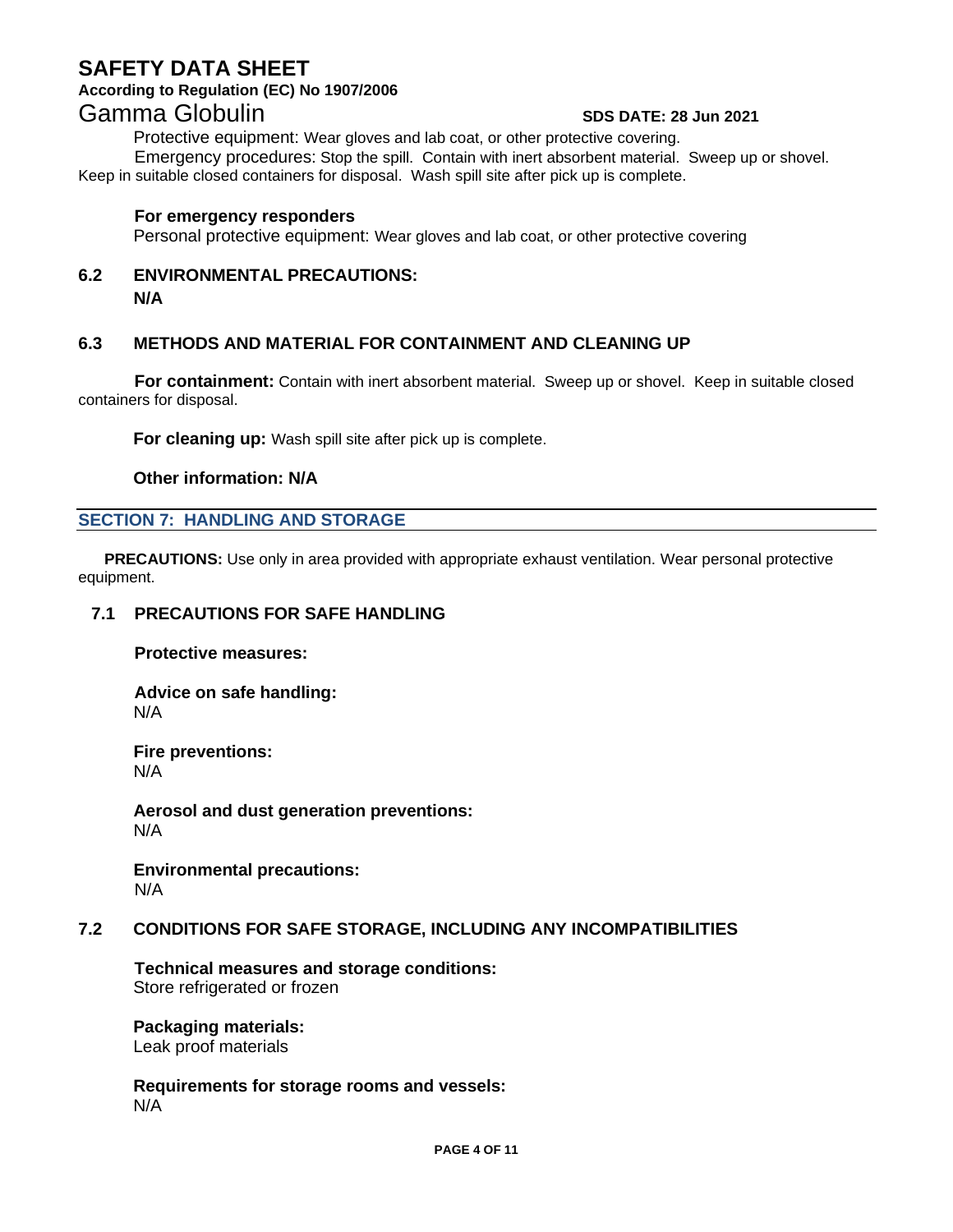Protective equipment: Wear gloves and lab coat, or other protective covering.

Emergency procedures: Stop the spill. Contain with inert absorbent material. Sweep up or shovel. Keep in suitable closed containers for disposal. Wash spill site after pick up is complete.

**For emergency responders**

Personal protective equipment: Wear gloves and lab coat, or other protective covering

### 6.2 ENVIRONMENTAL PRECAUTIONS:

**N/A**

### 6.3 METHODS AND MATERIAL FOR CONTAINMENT AND CLEANING UP

**For containment:** Contain with inert absorbent material. Sweep up or shovel. Keep in suitable closed containers for disposal.

**For cleaning up:** Wash spill site after pick up is complete.

**Other information: N/A**

## SECTION 7: HANDLING AND STORAGE

**PRECAUTIONS:** Use only in area provided with appropriate exhaust ventilation. Wear personal protective equipment.

### 7.1 PRECAUTIONS FOR SAFE HANDLING

**Protective measures:**

**Advice on safe handling:**
N/A

**Fire preventions:**
N/A

**Aerosol and dust generation preventions:**
N/A

**Environmental precautions:**
N/A

### 7.2 CONDITIONS FOR SAFE STORAGE, INCLUDING ANY INCOMPATIBILITIES

**Technical measures and storage conditions:**
Store refrigerated or frozen

**Packaging materials:**
Leak proof materials

**Requirements for storage rooms and vessels:**
N/A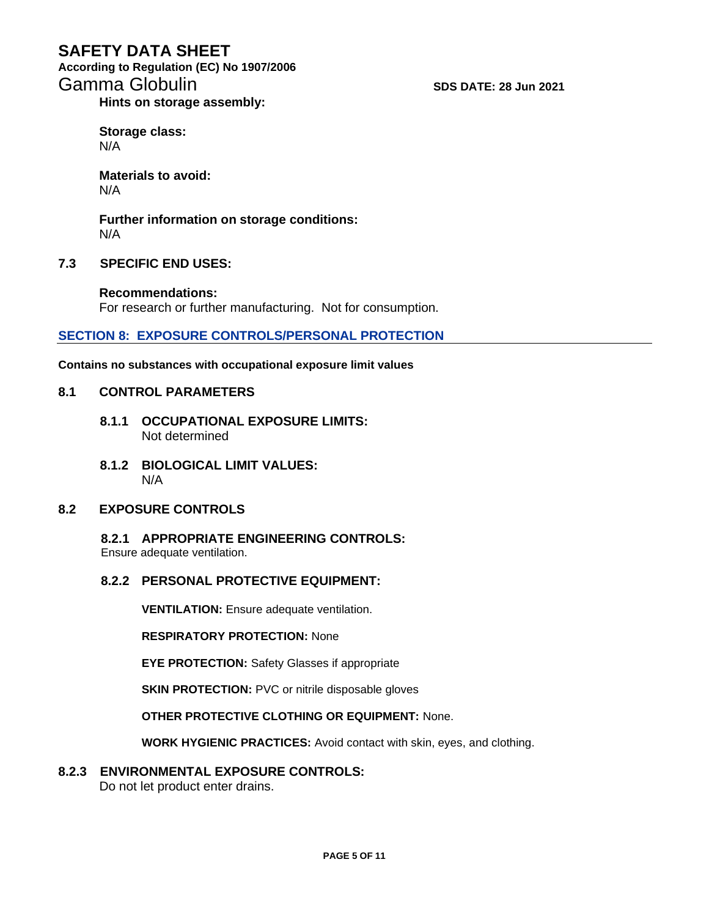**Hints on storage assembly:**

**Storage class:**
N/A

**Materials to avoid:**
N/A

**Further information on storage conditions:**
N/A

### 7.3 SPECIFIC END USES:

**Recommendations:**
For research or further manufacturing. Not for consumption.

## SECTION 8: EXPOSURE CONTROLS/PERSONAL PROTECTION

**Contains no substances with occupational exposure limit values**

### 8.1 CONTROL PARAMETERS

#### 8.1.1 OCCUPATIONAL EXPOSURE LIMITS:
Not determined

#### 8.1.2 BIOLOGICAL LIMIT VALUES:
N/A

### 8.2 EXPOSURE CONTROLS

#### 8.2.1 APPROPRIATE ENGINEERING CONTROLS:
Ensure adequate ventilation.

#### 8.2.2 PERSONAL PROTECTIVE EQUIPMENT:

**VENTILATION:** Ensure adequate ventilation.

**RESPIRATORY PROTECTION:** None

**EYE PROTECTION:** Safety Glasses if appropriate

**SKIN PROTECTION:** PVC or nitrile disposable gloves

**OTHER PROTECTIVE CLOTHING OR EQUIPMENT:** None.

**WORK HYGIENIC PRACTICES:** Avoid contact with skin, eyes, and clothing.

#### 8.2.3 ENVIRONMENTAL EXPOSURE CONTROLS:
Do not let product enter drains.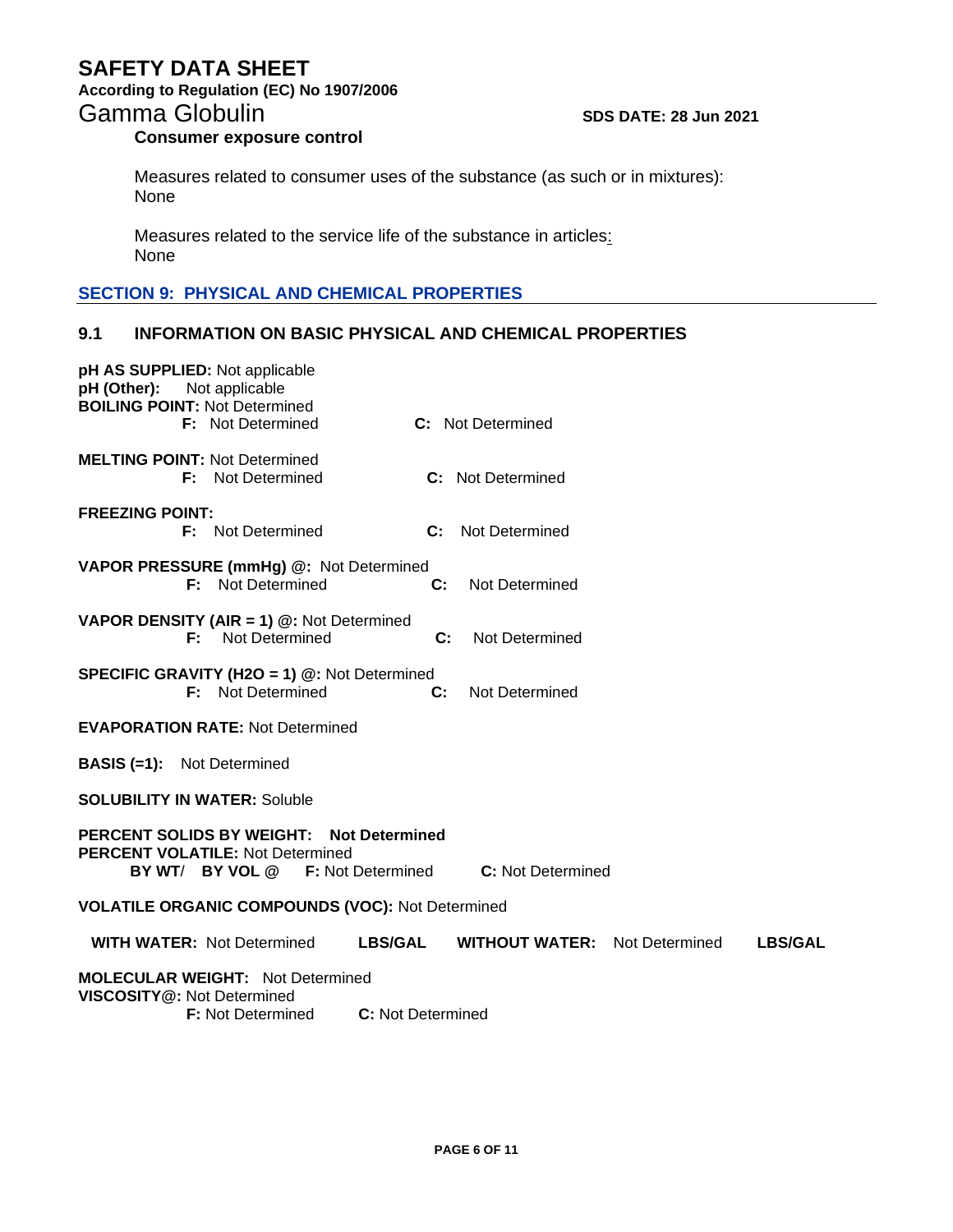**Consumer exposure control**

Measures related to consumer uses of the substance (as such or in mixtures):
None

Measures related to the service life of the substance in articles:
None

## SECTION 9: PHYSICAL AND CHEMICAL PROPERTIES

### 9.1 INFORMATION ON BASIC PHYSICAL AND CHEMICAL PROPERTIES

**pH AS SUPPLIED:** Not applicable
**pH (Other):** Not applicable
**BOILING POINT:** Not Determined
**F:** Not Determined **C:** Not Determined

**MELTING POINT:** Not Determined
**F:** Not Determined **C:** Not Determined

**FREEZING POINT:**
**F:** Not Determined **C:** Not Determined

**VAPOR PRESSURE (mmHg) @:** Not Determined
**F:** Not Determined **C:** Not Determined

**VAPOR DENSITY (AIR = 1) @:** Not Determined
**F:** Not Determined **C:** Not Determined

**SPECIFIC GRAVITY (H2O = 1) @:** Not Determined
**F:** Not Determined **C:** Not Determined

**EVAPORATION RATE:** Not Determined

**BASIS (=1):** Not Determined

**SOLUBILITY IN WATER:** Soluble

**PERCENT SOLIDS BY WEIGHT: Not Determined**
**PERCENT VOLATILE:** Not Determined
**BY WT/ BY VOL @ F:** Not Determined **C:** Not Determined

**VOLATILE ORGANIC COMPOUNDS (VOC):** Not Determined

**WITH WATER:** Not Determined **LBS/GAL** **WITHOUT WATER:** Not Determined **LBS/GAL**

**MOLECULAR WEIGHT:** Not Determined
**VISCOSITY@:** Not Determined
**F:** Not Determined **C:** Not Determined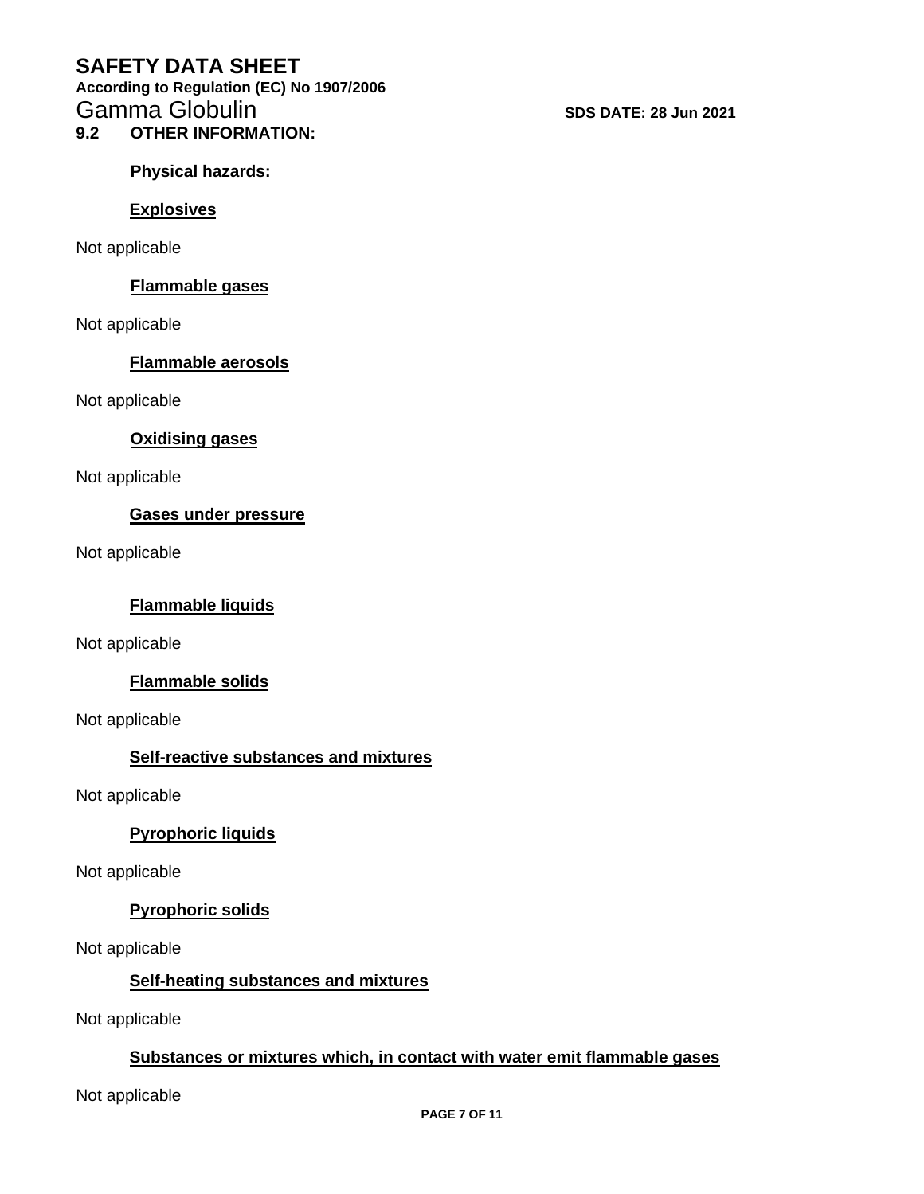### 9.2 OTHER INFORMATION:

**Physical hazards:**

**Explosives**

Not applicable

**Flammable gases**

Not applicable

**Flammable aerosols**

Not applicable

**Oxidising gases**

Not applicable

**Gases under pressure**

Not applicable

**Flammable liquids**

Not applicable

**Flammable solids**

Not applicable

**Self-reactive substances and mixtures**

Not applicable

**Pyrophoric liquids**

Not applicable

**Pyrophoric solids**

Not applicable

**Self-heating substances and mixtures**

Not applicable

**Substances or mixtures which, in contact with water emit flammable gases**

Not applicable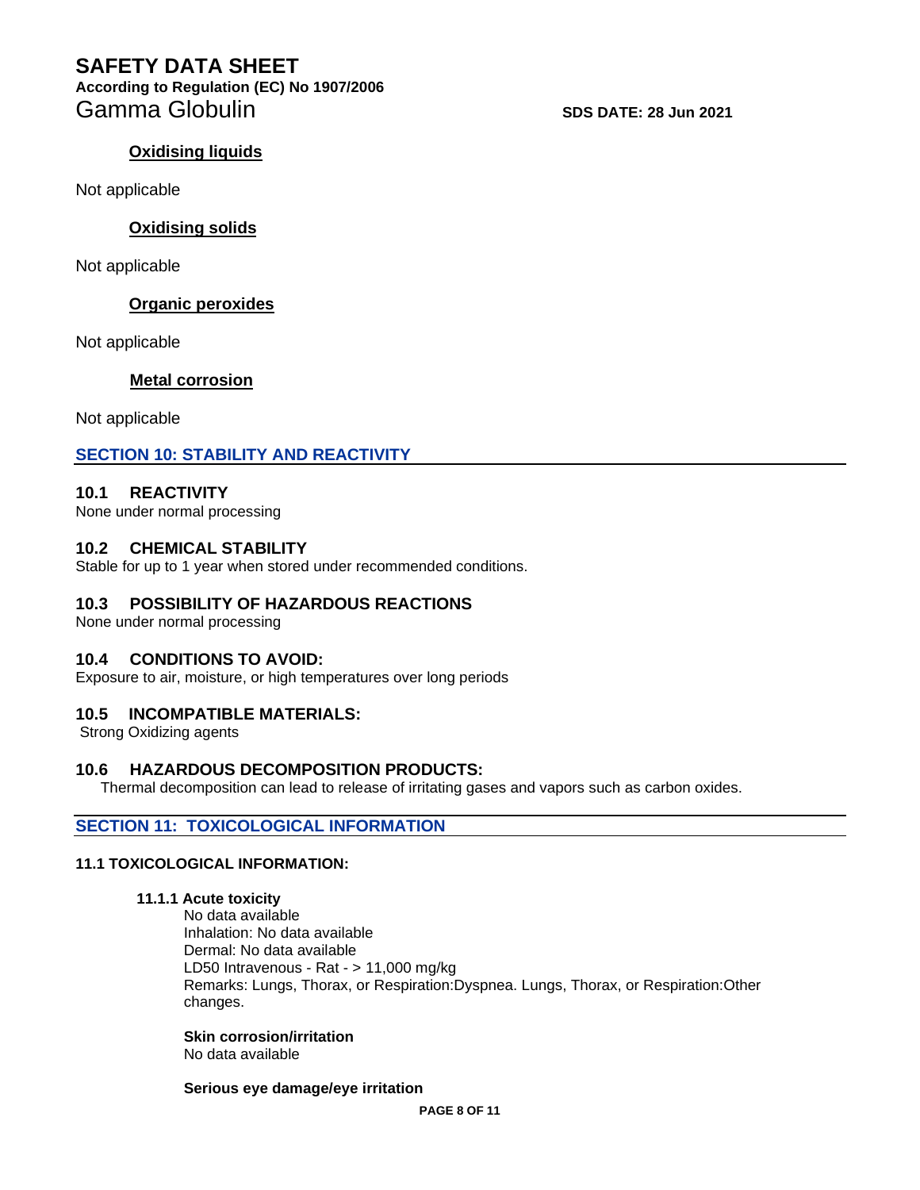#### Oxidising liquids

Not applicable

#### Oxidising solids

Not applicable

#### Organic peroxides

Not applicable

#### Metal corrosion

Not applicable

## SECTION 10: STABILITY AND REACTIVITY

### 10.1 REACTIVITY

None under normal processing

### 10.2 CHEMICAL STABILITY

Stable for up to 1 year when stored under recommended conditions.

### 10.3 POSSIBILITY OF HAZARDOUS REACTIONS

None under normal processing

### 10.4 CONDITIONS TO AVOID:

Exposure to air, moisture, or high temperatures over long periods

### 10.5 INCOMPATIBLE MATERIALS:

Strong Oxidizing agents

### 10.6 HAZARDOUS DECOMPOSITION PRODUCTS:

Thermal decomposition can lead to release of irritating gases and vapors such as carbon oxides.

## SECTION 11: TOXICOLOGICAL INFORMATION

### 11.1 TOXICOLOGICAL INFORMATION:

#### 11.1.1 Acute toxicity

No data available
Inhalation: No data available
Dermal: No data available
LD50 Intravenous - Rat - > 11,000 mg/kg
Remarks: Lungs, Thorax, or Respiration:Dyspnea. Lungs, Thorax, or Respiration:Other changes.

**Skin corrosion/irritation**

No data available

**Serious eye damage/eye irritation**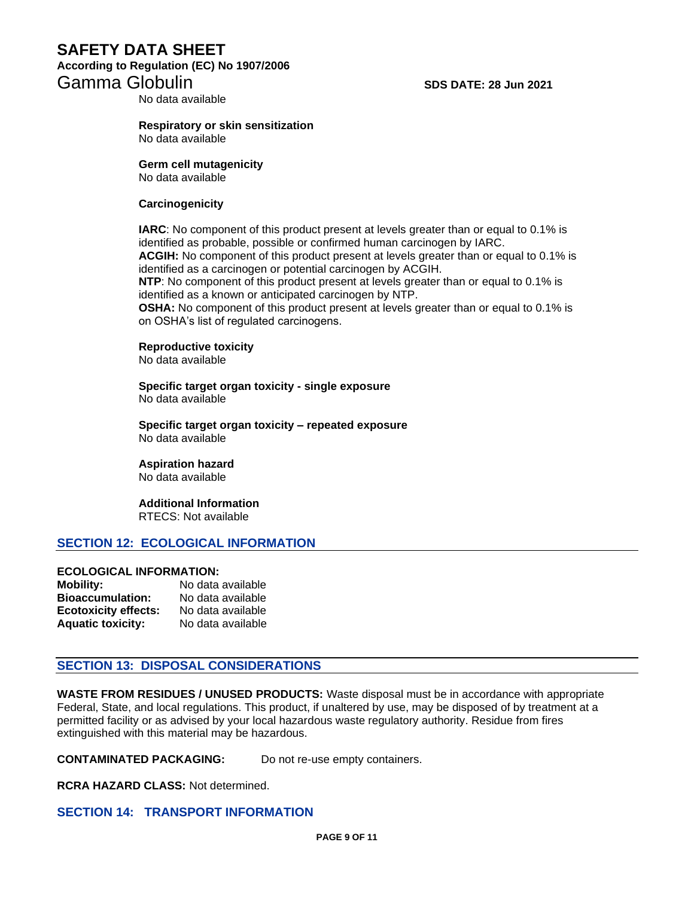No data available

**Respiratory or skin sensitization**
No data available

**Germ cell mutagenicity**
No data available

**Carcinogenicity**

**IARC**: No component of this product present at levels greater than or equal to 0.1% is identified as probable, possible or confirmed human carcinogen by IARC.
**ACGIH:** No component of this product present at levels greater than or equal to 0.1% is identified as a carcinogen or potential carcinogen by ACGIH.
**NTP**: No component of this product present at levels greater than or equal to 0.1% is identified as a known or anticipated carcinogen by NTP.
**OSHA:** No component of this product present at levels greater than or equal to 0.1% is on OSHA's list of regulated carcinogens.

**Reproductive toxicity**
No data available

**Specific target organ toxicity - single exposure**
No data available

**Specific target organ toxicity – repeated exposure**
No data available

**Aspiration hazard**
No data available

**Additional Information**
RTECS: Not available

## SECTION 12: ECOLOGICAL INFORMATION

**ECOLOGICAL INFORMATION:**

**Mobility:** No data available
**Bioaccumulation:** No data available
**Ecotoxicity effects:** No data available
**Aquatic toxicity:** No data available

## SECTION 13: DISPOSAL CONSIDERATIONS

**WASTE FROM RESIDUES / UNUSED PRODUCTS:** Waste disposal must be in accordance with appropriate Federal, State, and local regulations. This product, if unaltered by use, may be disposed of by treatment at a permitted facility or as advised by your local hazardous waste regulatory authority. Residue from fires extinguished with this material may be hazardous.

**CONTAMINATED PACKAGING:** Do not re-use empty containers.

**RCRA HAZARD CLASS:** Not determined.

## SECTION 14: TRANSPORT INFORMATION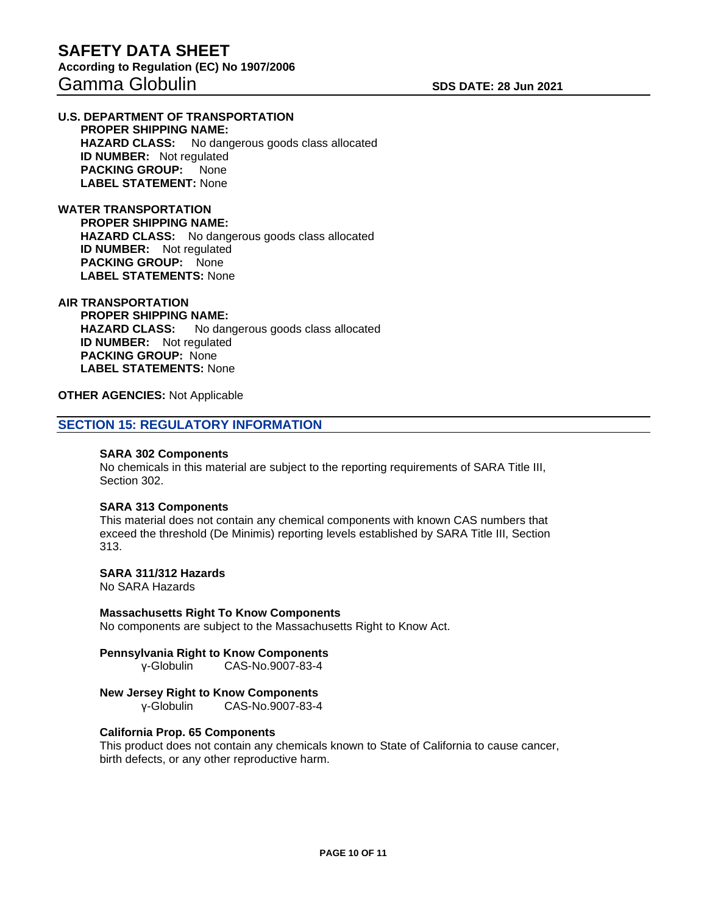**U.S. DEPARTMENT OF TRANSPORTATION**

**PROPER SHIPPING NAME:**
**HAZARD CLASS:** No dangerous goods class allocated
**ID NUMBER:** Not regulated
**PACKING GROUP:** None
**LABEL STATEMENT:** None

**WATER TRANSPORTATION**

**PROPER SHIPPING NAME:**
**HAZARD CLASS:** No dangerous goods class allocated
**ID NUMBER:** Not regulated
**PACKING GROUP:** None
**LABEL STATEMENTS:** None

**AIR TRANSPORTATION**

**PROPER SHIPPING NAME:**
**HAZARD CLASS:** No dangerous goods class allocated
**ID NUMBER:** Not regulated
**PACKING GROUP:** None
**LABEL STATEMENTS:** None

**OTHER AGENCIES:** Not Applicable

## SECTION 15: REGULATORY INFORMATION

**SARA 302 Components**
No chemicals in this material are subject to the reporting requirements of SARA Title III, Section 302.

**SARA 313 Components**
This material does not contain any chemical components with known CAS numbers that exceed the threshold (De Minimis) reporting levels established by SARA Title III, Section 313.

**SARA 311/312 Hazards**
No SARA Hazards

**Massachusetts Right To Know Components**
No components are subject to the Massachusetts Right to Know Act.

**Pennsylvania Right to Know Components**
γ-Globulin CAS-No.9007-83-4

**New Jersey Right to Know Components**
γ-Globulin CAS-No.9007-83-4

**California Prop. 65 Components**
This product does not contain any chemicals known to State of California to cause cancer, birth defects, or any other reproductive harm.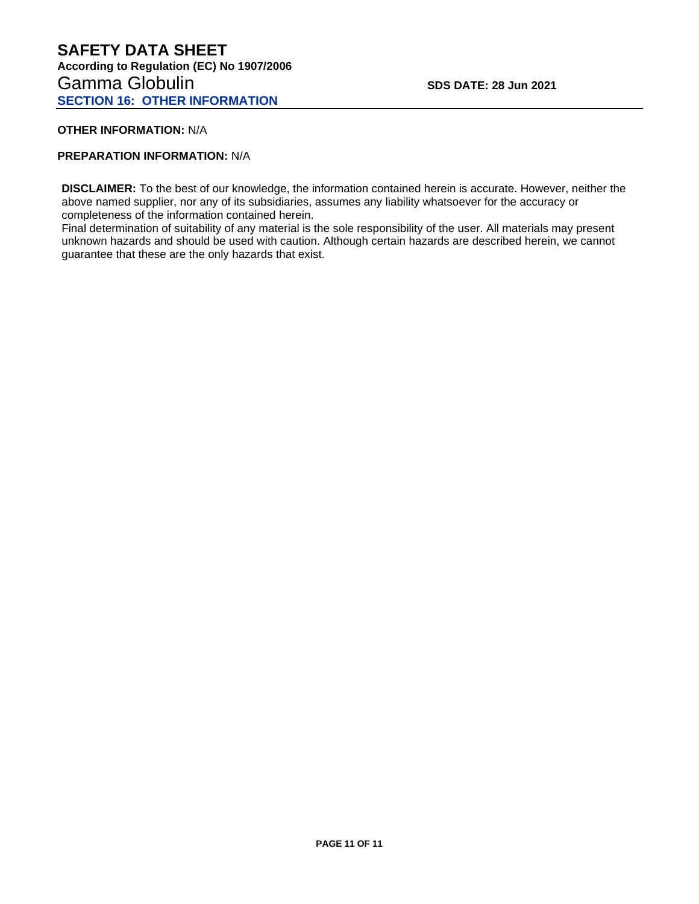## SECTION 16: OTHER INFORMATION

**OTHER INFORMATION:** N/A

**PREPARATION INFORMATION:** N/A

**DISCLAIMER:** To the best of our knowledge, the information contained herein is accurate. However, neither the above named supplier, nor any of its subsidiaries, assumes any liability whatsoever for the accuracy or completeness of the information contained herein.
Final determination of suitability of any material is the sole responsibility of the user. All materials may present unknown hazards and should be used with caution. Although certain hazards are described herein, we cannot guarantee that these are the only hazards that exist.